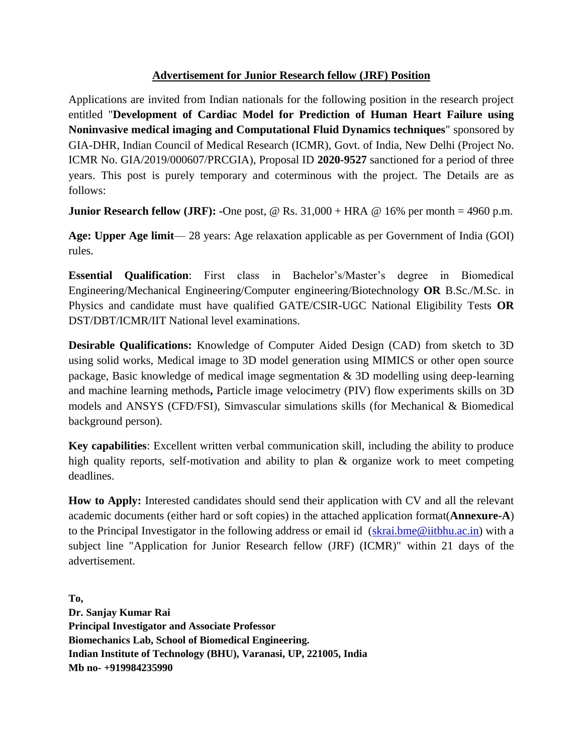# Advertisement for Junior Research fellow (JRF) Position

Applications are invited from Indian nationals for the following position in the research project entitled "**Development of Cardiac Model for Prediction of Human Heart Failure using Noninvasive medical imaging and Computational Fluid Dynamics techniques**" sponsored by GIA-DHR, Indian Council of Medical Research (ICMR), Govt. of India, New Delhi (Project No. ICMR No. GIA/2019/000607/PRCGIA), Proposal ID **2020-9527** sanctioned for a period of three years. This post is purely temporary and coterminous with the project. The Details are as follows:

**Junior Research fellow (JRF): -**One post, @ Rs. 31,000 + HRA @ 16% per month = 4960 p.m.

**Age: Upper Age limit**— 28 years: Age relaxation applicable as per Government of India (GOI) rules.

**Essential Qualification**: First class in Bachelor's/Master's degree in Biomedical Engineering/Mechanical Engineering/Computer engineering/Biotechnology **OR** B.Sc./M.Sc. in Physics and candidate must have qualified GATE/CSIR-UGC National Eligibility Tests **OR** DST/DBT/ICMR/IIT National level examinations.

**Desirable Qualifications:** Knowledge of Computer Aided Design (CAD) from sketch to 3D using solid works, Medical image to 3D model generation using MIMICS or other open source package, Basic knowledge of medical image segmentation & 3D modelling using deep-learning and machine learning methods**,** Particle image velocimetry (PIV) flow experiments skills on 3D models and ANSYS (CFD/FSI), Simvascular simulations skills (for Mechanical & Biomedical background person).

**Key capabilities**: Excellent written verbal communication skill, including the ability to produce high quality reports, self-motivation and ability to plan & organize work to meet competing deadlines.

**How to Apply:** Interested candidates should send their application with CV and all the relevant academic documents (either hard or soft copies) in the attached application format(**Annexure-A**) to the Principal Investigator in the following address or email id (skrai.bme@iitbhu.ac.in) with a subject line "Application for Junior Research fellow (JRF) (ICMR)" within 21 days of the advertisement.

**To,**
**Dr. Sanjay Kumar Rai**
**Principal Investigator and Associate Professor**
**Biomechanics Lab, School of Biomedical Engineering.**
**Indian Institute of Technology (BHU), Varanasi, UP, 221005, India**
**Mb no- +919984235990**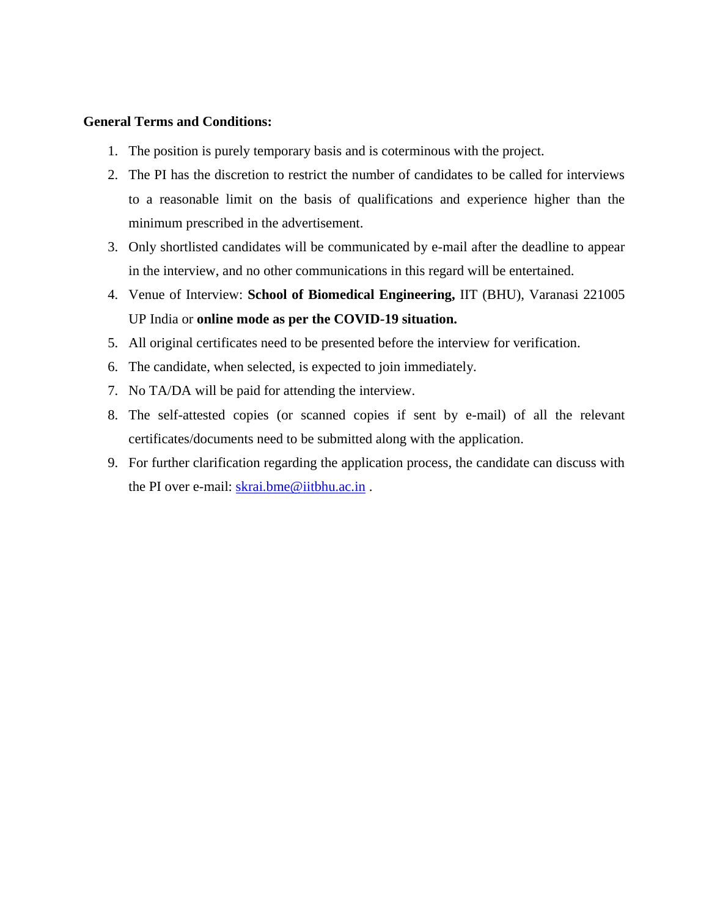**General Terms and Conditions:**

1. The position is purely temporary basis and is coterminous with the project.
2. The PI has the discretion to restrict the number of candidates to be called for interviews to a reasonable limit on the basis of qualifications and experience higher than the minimum prescribed in the advertisement.
3. Only shortlisted candidates will be communicated by e-mail after the deadline to appear in the interview, and no other communications in this regard will be entertained.
4. Venue of Interview: **School of Biomedical Engineering,** IIT (BHU), Varanasi 221005 UP India or **online mode as per the COVID-19 situation.**
5. All original certificates need to be presented before the interview for verification.
6. The candidate, when selected, is expected to join immediately.
7. No TA/DA will be paid for attending the interview.
8. The self-attested copies (or scanned copies if sent by e-mail) of all the relevant certificates/documents need to be submitted along with the application.
9. For further clarification regarding the application process, the candidate can discuss with the PI over e-mail: skrai.bme@iitbhu.ac.in .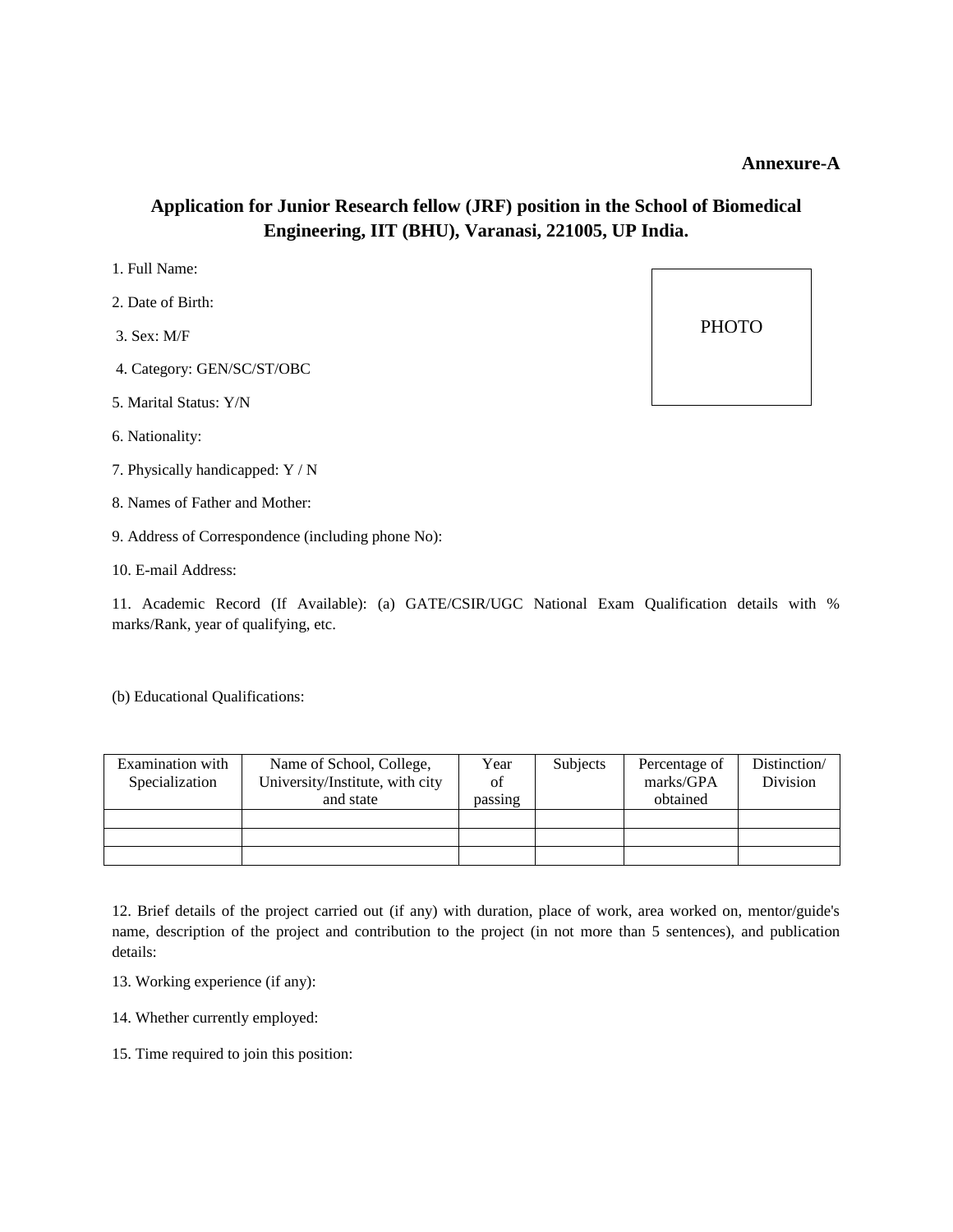**Annexure-A**

## Application for Junior Research fellow (JRF) position in the School of Biomedical Engineering, IIT (BHU), Varanasi, 221005, UP India.

1. Full Name:

2. Date of Birth:

3. Sex: M/F

4. Category: GEN/SC/ST/OBC

5. Marital Status: Y/N

6. Nationality:

7. Physically handicapped: Y / N

8. Names of Father and Mother:

9. Address of Correspondence (including phone No):

10. E-mail Address:

11. Academic Record (If Available): (a) GATE/CSIR/UGC National Exam Qualification details with % marks/Rank, year of qualifying, etc.

(b) Educational Qualifications:

| Examination with Specialization | Name of School, College, University/Institute, with city and state | Year of passing | Subjects | Percentage of marks/GPA obtained | Distinction/ Division |
|---|---|---|---|---|---|
| | | | | | |
| | | | | | |
| | | | | | |

12. Brief details of the project carried out (if any) with duration, place of work, area worked on, mentor/guide's name, description of the project and contribution to the project (in not more than 5 sentences), and publication details:

13. Working experience (if any):

14. Whether currently employed:

15. Time required to join this position: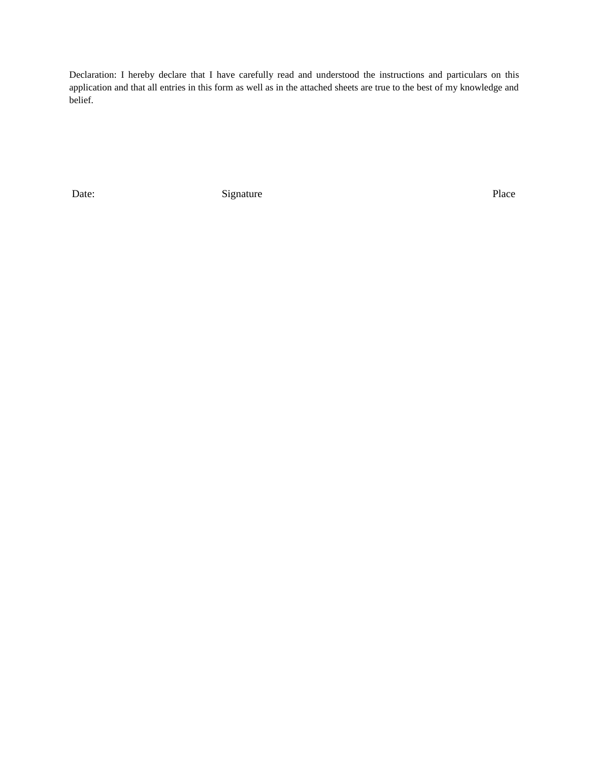Declaration: I hereby declare that I have carefully read and understood the instructions and particulars on this application and that all entries in this form as well as in the attached sheets are true to the best of my knowledge and belief.

Date: Signature Place